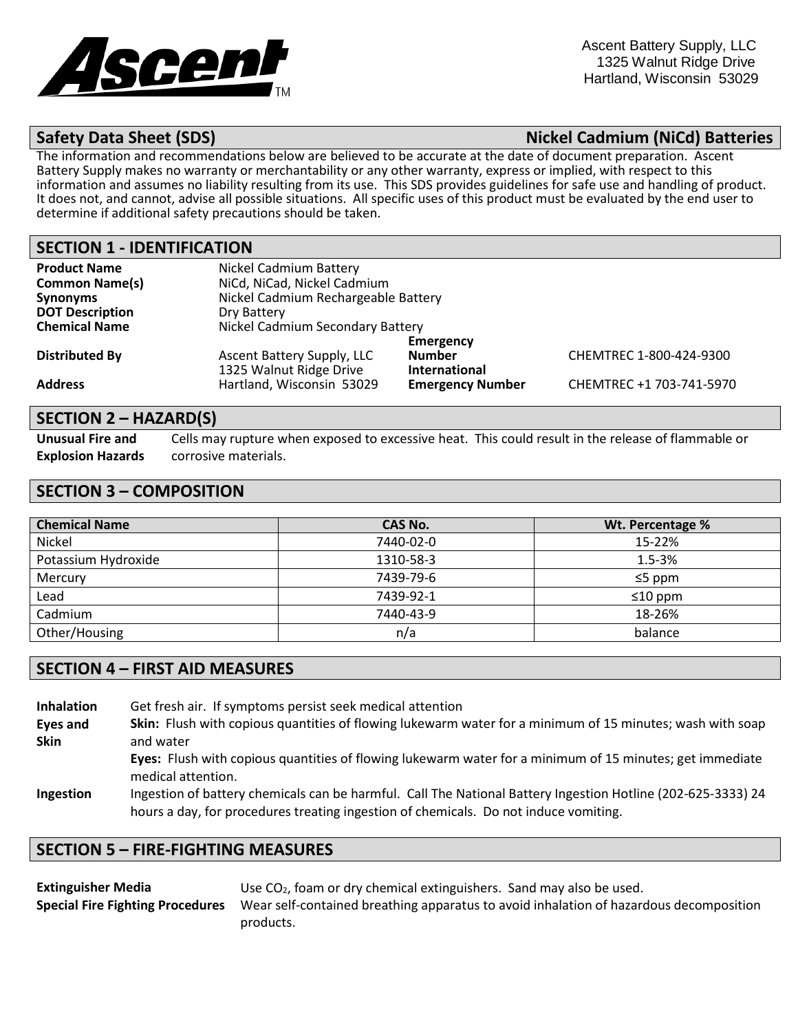Ascent™

Ascent Battery Supply, LLC
1325 Walnut Ridge Drive
Hartland, Wisconsin 53029

## Safety Data Sheet (SDS) — Nickel Cadmium (NiCd) Batteries

The information and recommendations below are believed to be accurate at the date of document preparation. Ascent Battery Supply makes no warranty or merchantability or any other warranty, express or implied, with respect to this information and assumes no liability resulting from its use. This SDS provides guidelines for safe use and handling of product. It does not, and cannot, advise all possible situations. All specific uses of this product must be evaluated by the end user to determine if additional safety precautions should be taken.

## SECTION 1 - IDENTIFICATION

**Product Name** Nickel Cadmium Battery
**Common Name(s)** NiCd, NiCad, Nickel Cadmium
**Synonyms** Nickel Cadmium Rechargeable Battery
**DOT Description** Dry Battery
**Chemical Name** Nickel Cadmium Secondary Battery
**Distributed By** Ascent Battery Supply, LLC, 1325 Walnut Ridge Drive
**Address** Hartland, Wisconsin 53029
**Emergency Number** CHEMTREC 1-800-424-9300
**International Emergency Number** CHEMTREC +1 703-741-5970

## SECTION 2 – HAZARD(S)

**Unusual Fire and Explosion Hazards** Cells may rupture when exposed to excessive heat. This could result in the release of flammable or corrosive materials.

## SECTION 3 – COMPOSITION

| Chemical Name | CAS No. | Wt. Percentage % |
|---|---|---|
| Nickel | 7440-02-0 | 15-22% |
| Potassium Hydroxide | 1310-58-3 | 1.5-3% |
| Mercury | 7439-79-6 | ≤5 ppm |
| Lead | 7439-92-1 | ≤10 ppm |
| Cadmium | 7440-43-9 | 18-26% |
| Other/Housing | n/a | balance |

## SECTION 4 – FIRST AID MEASURES

**Inhalation** Get fresh air. If symptoms persist seek medical attention

**Eyes and Skin**
**Skin:** Flush with copious quantities of flowing lukewarm water for a minimum of 15 minutes; wash with soap and water
**Eyes:** Flush with copious quantities of flowing lukewarm water for a minimum of 15 minutes; get immediate medical attention.

**Ingestion** Ingestion of battery chemicals can be harmful. Call The National Battery Ingestion Hotline (202-625-3333) 24 hours a day, for procedures treating ingestion of chemicals. Do not induce vomiting.

## SECTION 5 – FIRE-FIGHTING MEASURES

**Extinguisher Media** Use $CO_2$, foam or dry chemical extinguishers. Sand may also be used.

**Special Fire Fighting Procedures** Wear self-contained breathing apparatus to avoid inhalation of hazardous decomposition products.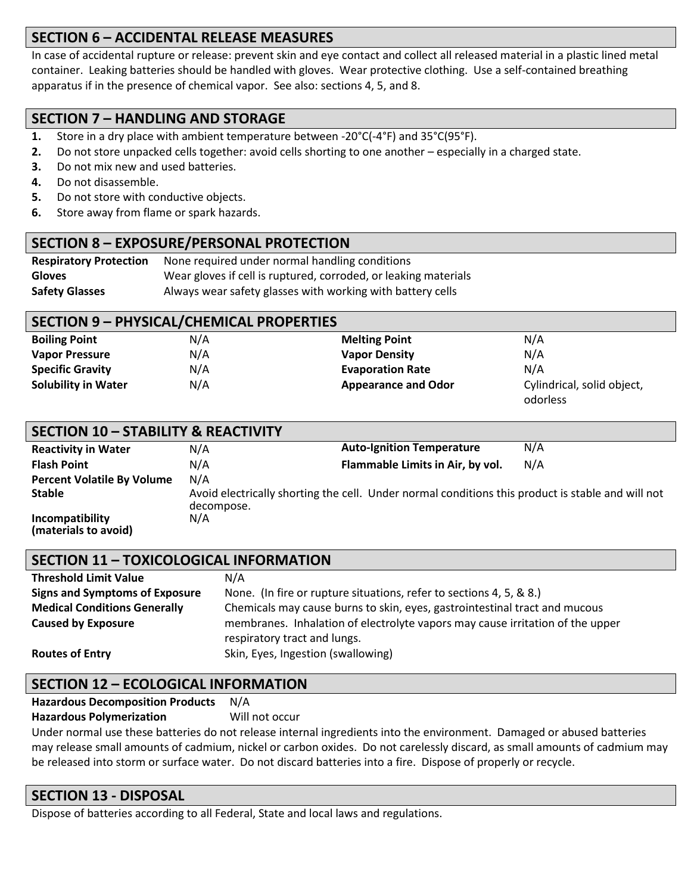## SECTION 6 – ACCIDENTAL RELEASE MEASURES

In case of accidental rupture or release: prevent skin and eye contact and collect all released material in a plastic lined metal container. Leaking batteries should be handled with gloves. Wear protective clothing. Use a self-contained breathing apparatus if in the presence of chemical vapor. See also: sections 4, 5, and 8.

## SECTION 7 – HANDLING AND STORAGE

1. Store in a dry place with ambient temperature between -20°C(-4°F) and 35°C(95°F).
2. Do not store unpacked cells together: avoid cells shorting to one another – especially in a charged state.
3. Do not mix new and used batteries.
4. Do not disassemble.
5. Do not store with conductive objects.
6. Store away from flame or spark hazards.

## SECTION 8 – EXPOSURE/PERSONAL PROTECTION

| | |
|---|---|
| **Respiratory Protection** | None required under normal handling conditions |
| **Gloves** | Wear gloves if cell is ruptured, corroded, or leaking materials |
| **Safety Glasses** | Always wear safety glasses with working with battery cells |

## SECTION 9 – PHYSICAL/CHEMICAL PROPERTIES

| | | | |
|---|---|---|---|
| **Boiling Point** | N/A | **Melting Point** | N/A |
| **Vapor Pressure** | N/A | **Vapor Density** | N/A |
| **Specific Gravity** | N/A | **Evaporation Rate** | N/A |
| **Solubility in Water** | N/A | **Appearance and Odor** | Cylindrical, solid object, odorless |

## SECTION 10 – STABILITY & REACTIVITY

| | | | |
|---|---|---|---|
| **Reactivity in Water** | N/A | **Auto-Ignition Temperature** | N/A |
| **Flash Point** | N/A | **Flammable Limits in Air, by vol.** | N/A |
| **Percent Volatile By Volume** | N/A | | |
| **Stable** | Avoid electrically shorting the cell. Under normal conditions this product is stable and will not decompose. | | |
| **Incompatibility (materials to avoid)** | N/A | | |

## SECTION 11 – TOXICOLOGICAL INFORMATION

| | |
|---|---|
| **Threshold Limit Value** | N/A |
| **Signs and Symptoms of Exposure** | None. (In fire or rupture situations, refer to sections 4, 5, & 8.) |
| **Medical Conditions Generally Caused by Exposure** | Chemicals may cause burns to skin, eyes, gastrointestinal tract and mucous membranes. Inhalation of electrolyte vapors may cause irritation of the upper respiratory tract and lungs. |
| **Routes of Entry** | Skin, Eyes, Ingestion (swallowing) |

## SECTION 12 – ECOLOGICAL INFORMATION

**Hazardous Decomposition Products** N/A

**Hazardous Polymerization** Will not occur

Under normal use these batteries do not release internal ingredients into the environment. Damaged or abused batteries may release small amounts of cadmium, nickel or carbon oxides. Do not carelessly discard, as small amounts of cadmium may be released into storm or surface water. Do not discard batteries into a fire. Dispose of properly or recycle.

## SECTION 13 - DISPOSAL

Dispose of batteries according to all Federal, State and local laws and regulations.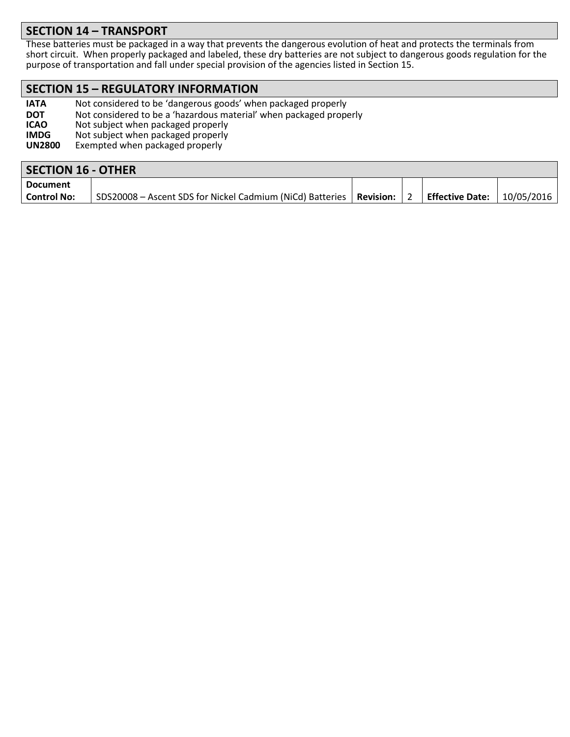## SECTION 14 – TRANSPORT

These batteries must be packaged in a way that prevents the dangerous evolution of heat and protects the terminals from short circuit. When properly packaged and labeled, these dry batteries are not subject to dangerous goods regulation for the purpose of transportation and fall under special provision of the agencies listed in Section 15.

## SECTION 15 – REGULATORY INFORMATION

| | |
|---|---|
| **IATA** | Not considered to be 'dangerous goods' when packaged properly |
| **DOT** | Not considered to be a 'hazardous material' when packaged properly |
| **ICAO** | Not subject when packaged properly |
| **IMDG** | Not subject when packaged properly |
| **UN2800** | Exempted when packaged properly |

## SECTION 16 - OTHER

| | | | | | |
|---|---|---|---|---|---|
| **Document Control No:** | SDS20008 – Ascent SDS for Nickel Cadmium (NiCd) Batteries | **Revision:** | 2 | **Effective Date:** | 10/05/2016 |